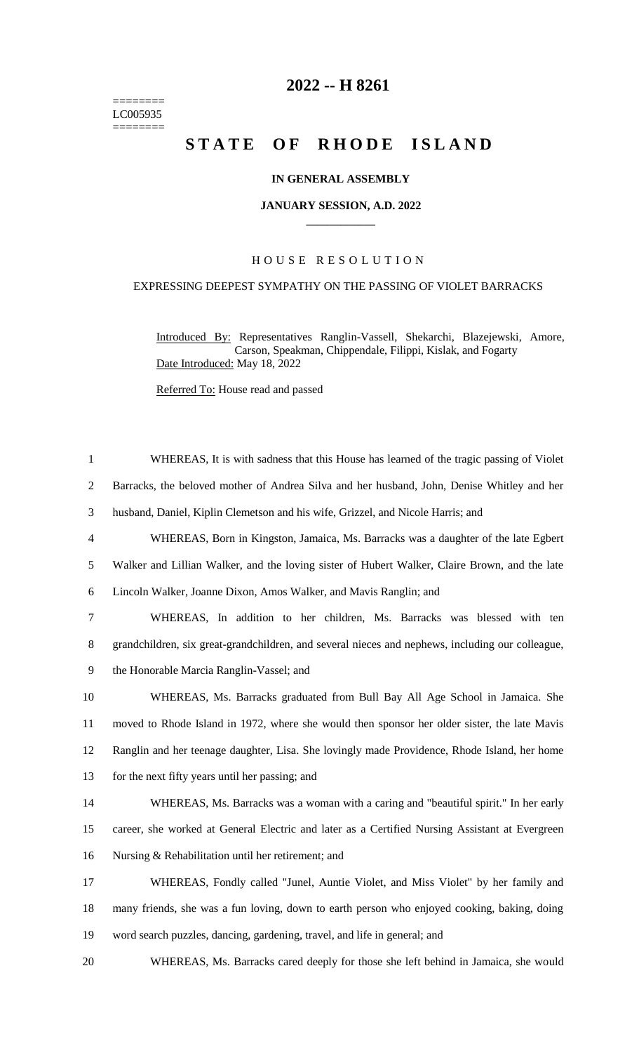========
LC005935
========

# 2022 -- H 8261

# STATE OF RHODE ISLAND

### IN GENERAL ASSEMBLY

### JANUARY SESSION, A.D. 2022

---

HOUSE RESOLUTION

EXPRESSING DEEPEST SYMPATHY ON THE PASSING OF VIOLET BARRACKS

Introduced By: Representatives Ranglin-Vassell, Shekarchi, Blazejewski, Amore, Carson, Speakman, Chippendale, Filippi, Kislak, and Fogarty

Date Introduced: May 18, 2022

Referred To: House read and passed

1 WHEREAS, It is with sadness that this House has learned of the tragic passing of Violet
2 Barracks, the beloved mother of Andrea Silva and her husband, John, Denise Whitley and her
3 husband, Daniel, Kiplin Clemetson and his wife, Grizzel, and Nicole Harris; and
4 WHEREAS, Born in Kingston, Jamaica, Ms. Barracks was a daughter of the late Egbert
5 Walker and Lillian Walker, and the loving sister of Hubert Walker, Claire Brown, and the late
6 Lincoln Walker, Joanne Dixon, Amos Walker, and Mavis Ranglin; and
7 WHEREAS, In addition to her children, Ms. Barracks was blessed with ten
8 grandchildren, six great-grandchildren, and several nieces and nephews, including our colleague,
9 the Honorable Marcia Ranglin-Vassel; and
10 WHEREAS, Ms. Barracks graduated from Bull Bay All Age School in Jamaica. She
11 moved to Rhode Island in 1972, where she would then sponsor her older sister, the late Mavis
12 Ranglin and her teenage daughter, Lisa. She lovingly made Providence, Rhode Island, her home
13 for the next fifty years until her passing; and
14 WHEREAS, Ms. Barracks was a woman with a caring and "beautiful spirit." In her early
15 career, she worked at General Electric and later as a Certified Nursing Assistant at Evergreen
16 Nursing & Rehabilitation until her retirement; and
17 WHEREAS, Fondly called "Junel, Auntie Violet, and Miss Violet" by her family and
18 many friends, she was a fun loving, down to earth person who enjoyed cooking, baking, doing
19 word search puzzles, dancing, gardening, travel, and life in general; and
20 WHEREAS, Ms. Barracks cared deeply for those she left behind in Jamaica, she would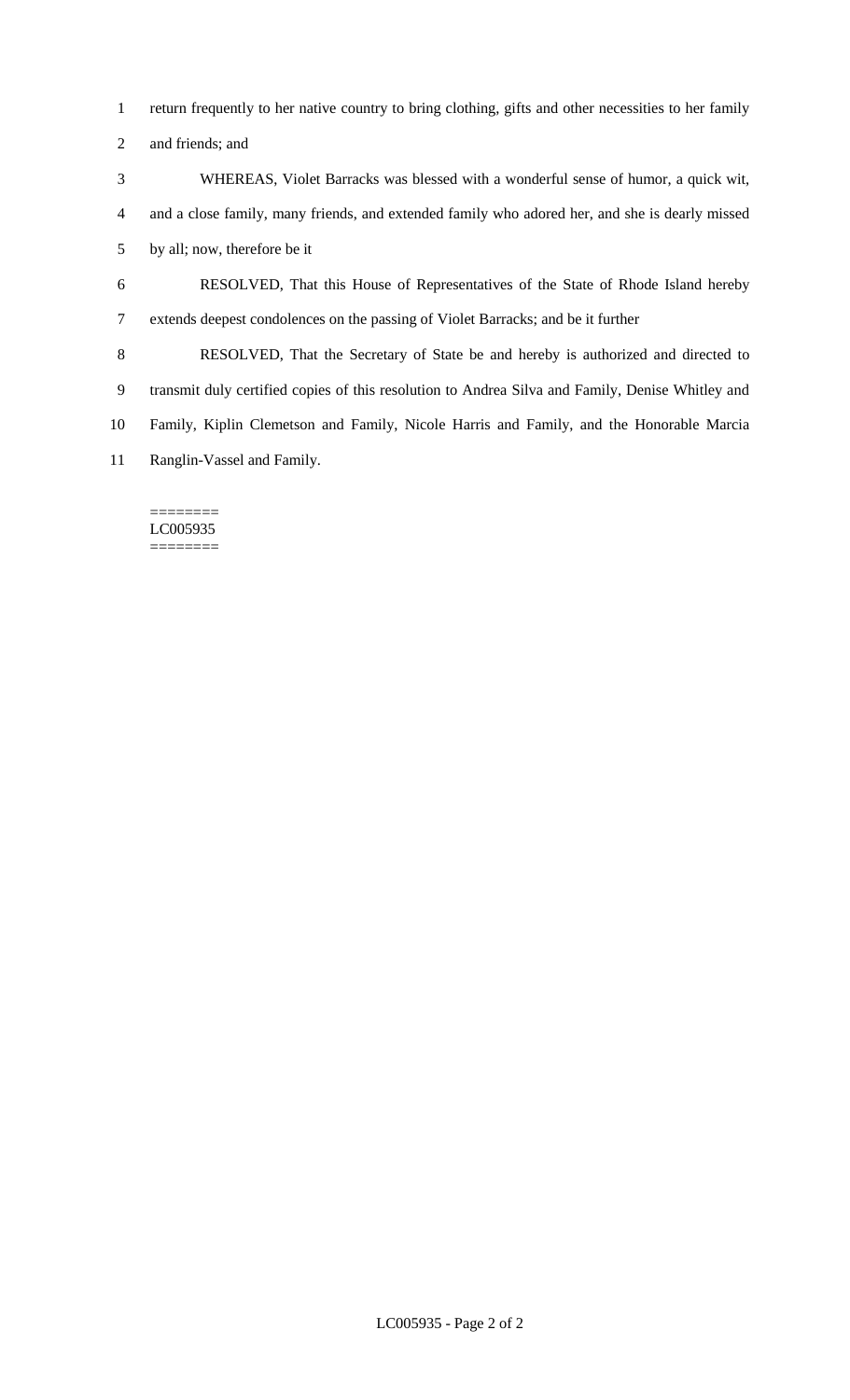return frequently to her native country to bring clothing, gifts and other necessities to her family and friends; and

WHEREAS, Violet Barracks was blessed with a wonderful sense of humor, a quick wit, and a close family, many friends, and extended family who adored her, and she is dearly missed by all; now, therefore be it

RESOLVED, That this House of Representatives of the State of Rhode Island hereby extends deepest condolences on the passing of Violet Barracks; and be it further

RESOLVED, That the Secretary of State be and hereby is authorized and directed to transmit duly certified copies of this resolution to Andrea Silva and Family, Denise Whitley and Family, Kiplin Clemetson and Family, Nicole Harris and Family, and the Honorable Marcia Ranglin-Vassel and Family.

========
LC005935
========